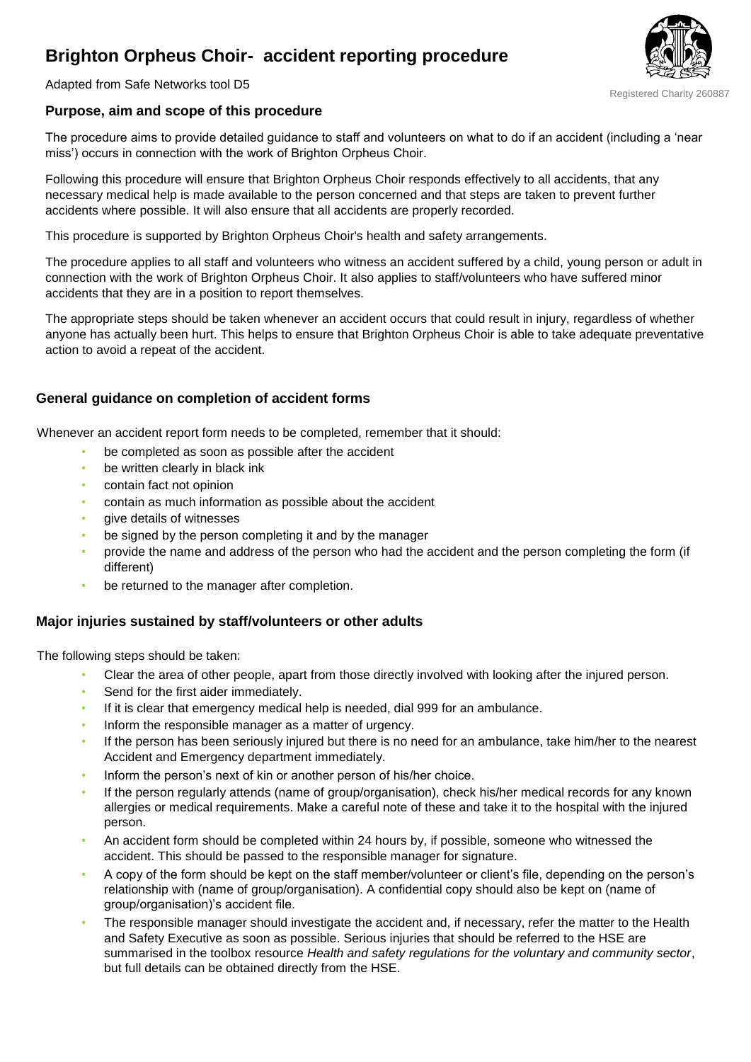# Brighton Orpheus Choir- accident reporting procedure

Adapted from Safe Networks tool D5

Registered Charity 260887

### Purpose, aim and scope of this procedure

The procedure aims to provide detailed guidance to staff and volunteers on what to do if an accident (including a 'near miss') occurs in connection with the work of Brighton Orpheus Choir.

Following this procedure will ensure that Brighton Orpheus Choir responds effectively to all accidents, that any necessary medical help is made available to the person concerned and that steps are taken to prevent further accidents where possible. It will also ensure that all accidents are properly recorded.

This procedure is supported by Brighton Orpheus Choir's health and safety arrangements.

The procedure applies to all staff and volunteers who witness an accident suffered by a child, young person or adult in connection with the work of Brighton Orpheus Choir. It also applies to staff/volunteers who have suffered minor accidents that they are in a position to report themselves.

The appropriate steps should be taken whenever an accident occurs that could result in injury, regardless of whether anyone has actually been hurt. This helps to ensure that Brighton Orpheus Choir is able to take adequate preventative action to avoid a repeat of the accident.

### General guidance on completion of accident forms

Whenever an accident report form needs to be completed, remember that it should:

- be completed as soon as possible after the accident
- be written clearly in black ink
- contain fact not opinion
- contain as much information as possible about the accident
- give details of witnesses
- be signed by the person completing it and by the manager
- provide the name and address of the person who had the accident and the person completing the form (if different)
- be returned to the manager after completion.

### Major injuries sustained by staff/volunteers or other adults

The following steps should be taken:

- Clear the area of other people, apart from those directly involved with looking after the injured person.
- Send for the first aider immediately.
- If it is clear that emergency medical help is needed, dial 999 for an ambulance.
- Inform the responsible manager as a matter of urgency.
- If the person has been seriously injured but there is no need for an ambulance, take him/her to the nearest Accident and Emergency department immediately.
- Inform the person's next of kin or another person of his/her choice.
- If the person regularly attends (name of group/organisation), check his/her medical records for any known allergies or medical requirements. Make a careful note of these and take it to the hospital with the injured person.
- An accident form should be completed within 24 hours by, if possible, someone who witnessed the accident. This should be passed to the responsible manager for signature.
- A copy of the form should be kept on the staff member/volunteer or client's file, depending on the person's relationship with (name of group/organisation). A confidential copy should also be kept on (name of group/organisation)'s accident file.
- The responsible manager should investigate the accident and, if necessary, refer the matter to the Health and Safety Executive as soon as possible. Serious injuries that should be referred to the HSE are summarised in the toolbox resource *Health and safety regulations for the voluntary and community sector*, but full details can be obtained directly from the HSE.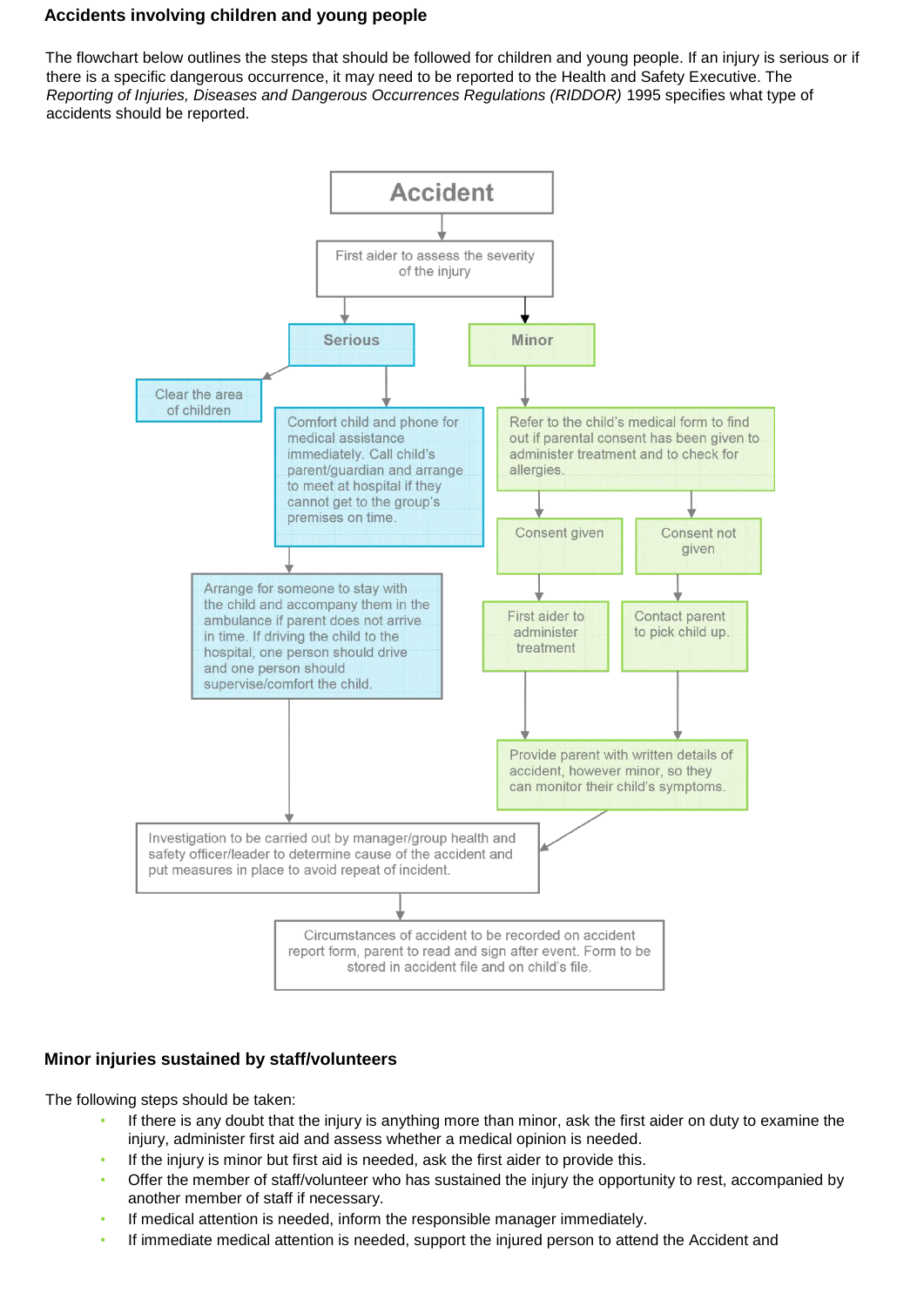## Accidents involving children and young people

The flowchart below outlines the steps that should be followed for children and young people. If an injury is serious or if there is a specific dangerous occurrence, it may need to be reported to the Health and Safety Executive. The *Reporting of Injuries, Diseases and Dangerous Occurrences Regulations (RIDDOR)* 1995 specifies what type of accidents should be reported.

**Accident**

First aider to assess the severity of the injury

**Serious**

- Clear the area of children
- Comfort child and phone for medical assistance immediately. Call child's parent/guardian and arrange to meet at hospital if they cannot get to the group's premises on time.
- Arrange for someone to stay with the child and accompany them in the ambulance if parent does not arrive in time. If driving the child to the hospital, one person should drive and one person should supervise/comfort the child.

**Minor**

- Refer to the child's medical form to find out if parental consent has been given to administer treatment and to check for allergies.
  - Consent given → First aider to administer treatment
  - Consent not given → Contact parent to pick child up.
- Provide parent with written details of accident, however minor, so they can monitor their child's symptoms.

Investigation to be carried out by manager/group health and safety officer/leader to determine cause of the accident and put measures in place to avoid repeat of incident.

Circumstances of accident to be recorded on accident report form, parent to read and sign after event. Form to be stored in accident file and on child's file.

## Minor injuries sustained by staff/volunteers

The following steps should be taken:

- If there is any doubt that the injury is anything more than minor, ask the first aider on duty to examine the injury, administer first aid and assess whether a medical opinion is needed.
- If the injury is minor but first aid is needed, ask the first aider to provide this.
- Offer the member of staff/volunteer who has sustained the injury the opportunity to rest, accompanied by another member of staff if necessary.
- If medical attention is needed, inform the responsible manager immediately.
- If immediate medical attention is needed, support the injured person to attend the Accident and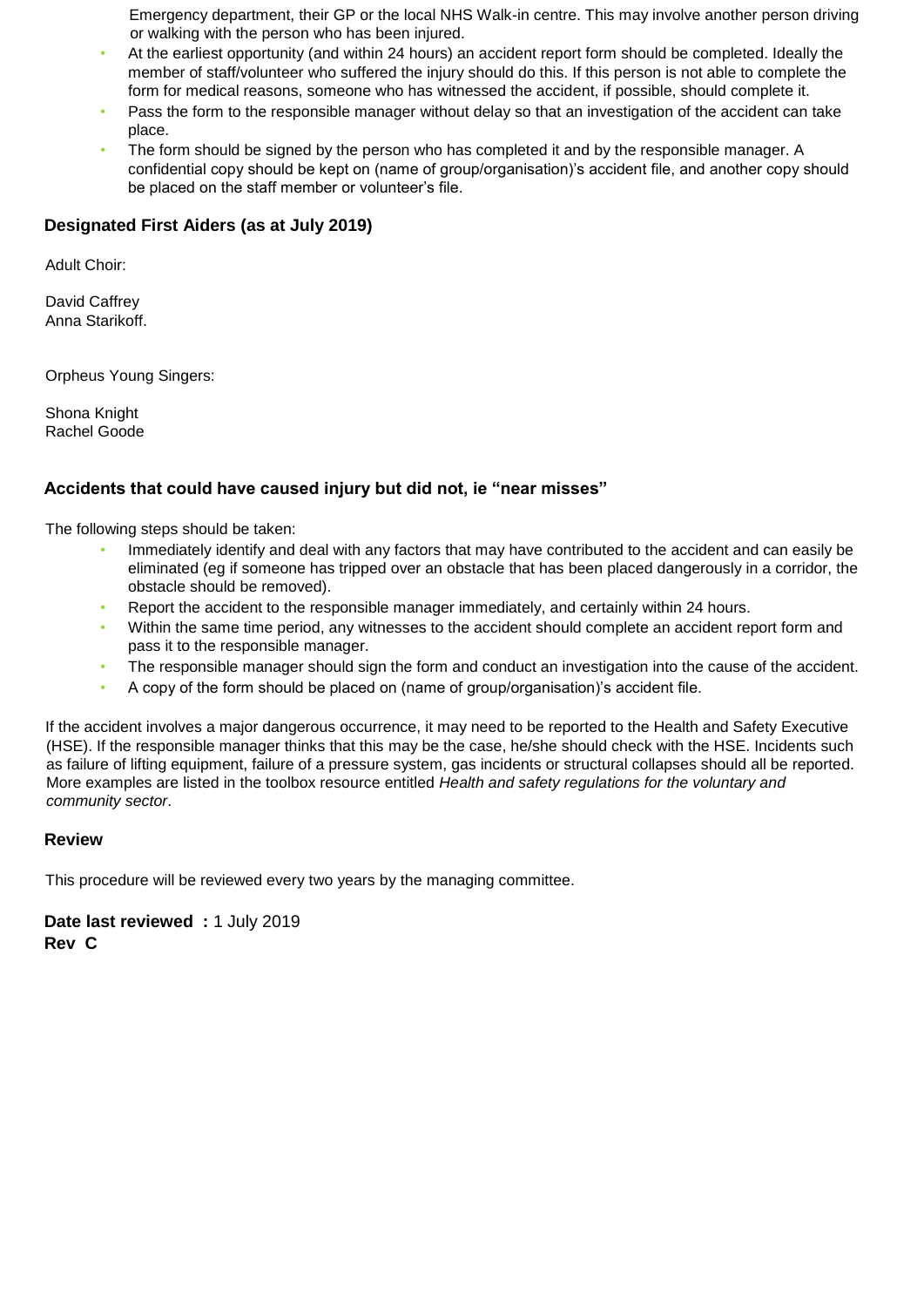Emergency department, their GP or the local NHS Walk-in centre. This may involve another person driving or walking with the person who has been injured.

- At the earliest opportunity (and within 24 hours) an accident report form should be completed. Ideally the member of staff/volunteer who suffered the injury should do this. If this person is not able to complete the form for medical reasons, someone who has witnessed the accident, if possible, should complete it.
- Pass the form to the responsible manager without delay so that an investigation of the accident can take place.
- The form should be signed by the person who has completed it and by the responsible manager. A confidential copy should be kept on (name of group/organisation)'s accident file, and another copy should be placed on the staff member or volunteer's file.

## Designated First Aiders (as at July 2019)

Adult Choir:

David Caffrey
Anna Starikoff.

Orpheus Young Singers:

Shona Knight
Rachel Goode

## Accidents that could have caused injury but did not, ie "near misses"

The following steps should be taken:

- Immediately identify and deal with any factors that may have contributed to the accident and can easily be eliminated (eg if someone has tripped over an obstacle that has been placed dangerously in a corridor, the obstacle should be removed).
- Report the accident to the responsible manager immediately, and certainly within 24 hours.
- Within the same time period, any witnesses to the accident should complete an accident report form and pass it to the responsible manager.
- The responsible manager should sign the form and conduct an investigation into the cause of the accident.
- A copy of the form should be placed on (name of group/organisation)'s accident file.

If the accident involves a major dangerous occurrence, it may need to be reported to the Health and Safety Executive (HSE). If the responsible manager thinks that this may be the case, he/she should check with the HSE. Incidents such as failure of lifting equipment, failure of a pressure system, gas incidents or structural collapses should all be reported. More examples are listed in the toolbox resource entitled *Health and safety regulations for the voluntary and community sector*.

## Review

This procedure will be reviewed every two years by the managing committee.

**Date last reviewed :** 1 July 2019
**Rev C**